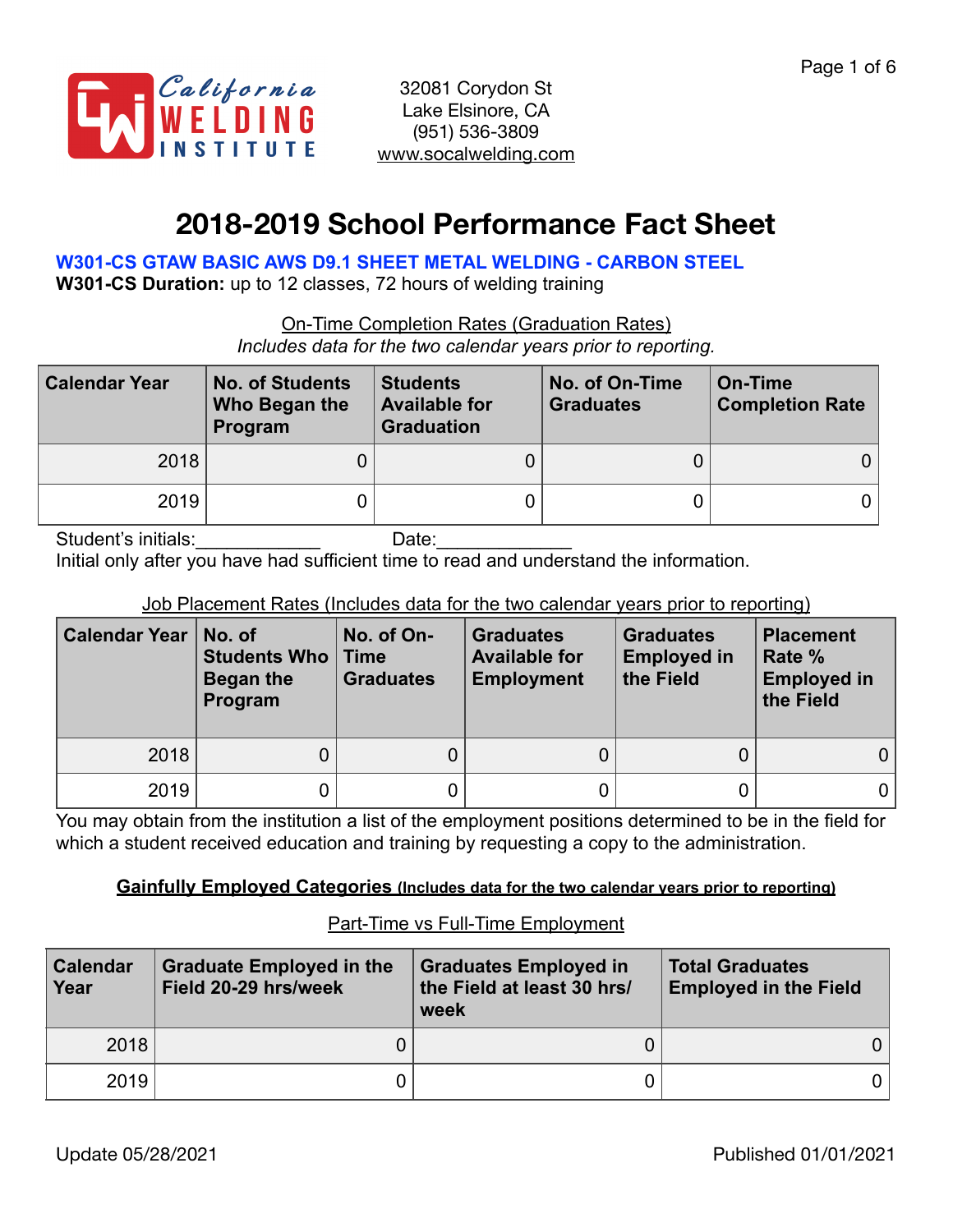California WELDING INSTITUTE

32081 Corydon St
Lake Elsinore, CA
(951) 536-3809
www.socalwelding.com

# 2018-2019 School Performance Fact Sheet

**W301-CS GTAW BASIC AWS D9.1 SHEET METAL WELDING - CARBON STEEL**

**W301-CS Duration:** up to 12 classes, 72 hours of welding training

On-Time Completion Rates (Graduation Rates)

*Includes data for the two calendar years prior to reporting.*

| Calendar Year | No. of Students Who Began the Program | Students Available for Graduation | No. of On-Time Graduates | On-Time Completion Rate |
|---|---|---|---|---|
| 2018 | 0 | 0 | 0 | 0 |
| 2019 | 0 | 0 | 0 | 0 |

Student's initials:____________ Date:_____________

Initial only after you have had sufficient time to read and understand the information.

Job Placement Rates (Includes data for the two calendar years prior to reporting)

| Calendar Year | No. of Students Who Began the Program | No. of On-Time Graduates | Graduates Available for Employment | Graduates Employed in the Field | Placement Rate % Employed in the Field |
|---|---|---|---|---|---|
| 2018 | 0 | 0 | 0 | 0 | 0 |
| 2019 | 0 | 0 | 0 | 0 | 0 |

You may obtain from the institution a list of the employment positions determined to be in the field for which a student received education and training by requesting a copy to the administration.

**Gainfully Employed Categories (Includes data for the two calendar years prior to reporting)**

Part-Time vs Full-Time Employment

| Calendar Year | Graduate Employed in the Field 20-29 hrs/week | Graduates Employed in the Field at least 30 hrs/week | Total Graduates Employed in the Field |
|---|---|---|---|
| 2018 | 0 | 0 | 0 |
| 2019 | 0 | 0 | 0 |

Update 05/28/2021

Published 01/01/2021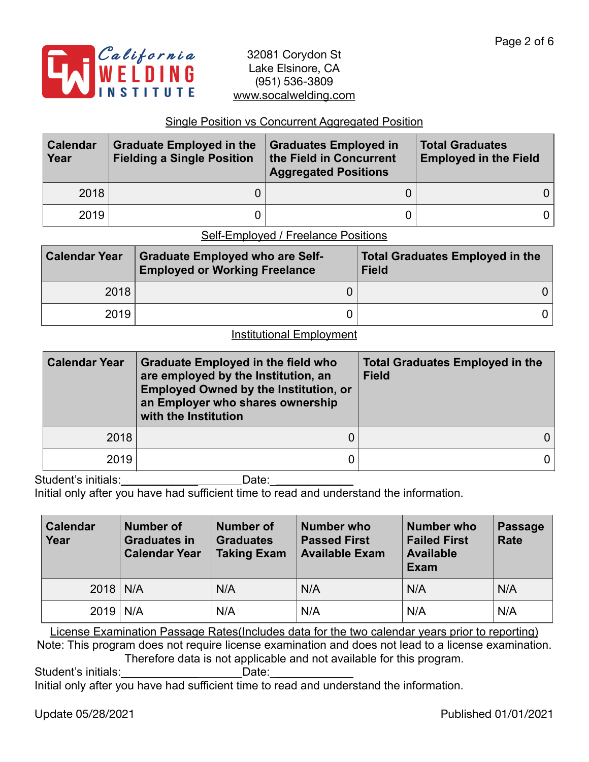California WELDING INSTITUTE

32081 Corydon St
Lake Elsinore, CA
(951) 536-3809
www.socalwelding.com

## Single Position vs Concurrent Aggregated Position

| Calendar Year | Graduate Employed in the Fielding a Single Position | Graduates Employed in the Field in Concurrent Aggregated Positions | Total Graduates Employed in the Field |
|---|---|---|---|
| 2018 | 0 | 0 | 0 |
| 2019 | 0 | 0 | 0 |

## Self-Employed / Freelance Positions

| Calendar Year | Graduate Employed who are Self-Employed or Working Freelance | Total Graduates Employed in the Field |
|---|---|---|
| 2018 | 0 | 0 |
| 2019 | 0 | 0 |

## Institutional Employment

| Calendar Year | Graduate Employed in the field who are employed by the Institution, an Employed Owned by the Institution, or an Employer who shares ownership with the Institution | Total Graduates Employed in the Field |
|---|---|---|
| 2018 | 0 | 0 |
| 2019 | 0 | 0 |

Student's initials:____________________Date:_____________
Initial only after you have had sufficient time to read and understand the information.

| Calendar Year | Number of Graduates in Calendar Year | Number of Graduates Taking Exam | Number who Passed First Available Exam | Number who Failed First Available Exam | Passage Rate |
|---|---|---|---|---|---|
| 2018 | N/A | N/A | N/A | N/A | N/A |
| 2019 | N/A | N/A | N/A | N/A | N/A |

License Examination Passage Rates(Includes data for the two calendar years prior to reporting)

Note: This program does not require license examination and does not lead to a license examination. Therefore data is not applicable and not available for this program.

Student's initials:____________________Date:_____________
Initial only after you have had sufficient time to read and understand the information.

Update 05/28/2021

Published 01/01/2021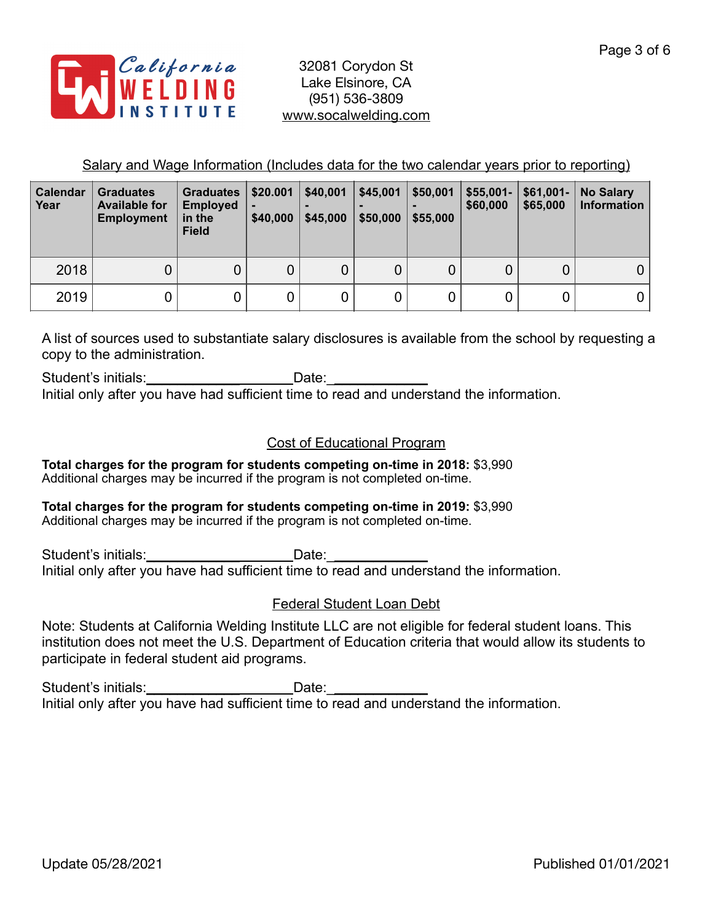California Welding Institute

32081 Corydon St
Lake Elsinore, CA
(951) 536-3809
www.socalwelding.com

## Salary and Wage Information (Includes data for the two calendar years prior to reporting)

| Calendar Year | Graduates Available for Employment | Graduates Employed in the Field | $20.001 - $40,000 | $40,001 - $45,000 | $45,001 - $50,000 | $50,001 - $55,000 | $55,001- $60,000 | $61,001- $65,000 | No Salary Information |
|---|---|---|---|---|---|---|---|---|---|
| 2018 | 0 | 0 | 0 | 0 | 0 | 0 | 0 | 0 | 0 |
| 2019 | 0 | 0 | 0 | 0 | 0 | 0 | 0 | 0 | 0 |

A list of sources used to substantiate salary disclosures is available from the school by requesting a copy to the administration.

Student's initials:____________________Date:____________
Initial only after you have had sufficient time to read and understand the information.

## Cost of Educational Program

**Total charges for the program for students competing on-time in 2018:** $3,990
Additional charges may be incurred if the program is not completed on-time.

**Total charges for the program for students competing on-time in 2019:** $3,990
Additional charges may be incurred if the program is not completed on-time.

Student's initials:____________________Date:____________
Initial only after you have had sufficient time to read and understand the information.

## Federal Student Loan Debt

Note: Students at California Welding Institute LLC are not eligible for federal student loans. This institution does not meet the U.S. Department of Education criteria that would allow its students to participate in federal student aid programs.

Student's initials:____________________Date:____________
Initial only after you have had sufficient time to read and understand the information.

Update 05/28/2021 Published 01/01/2021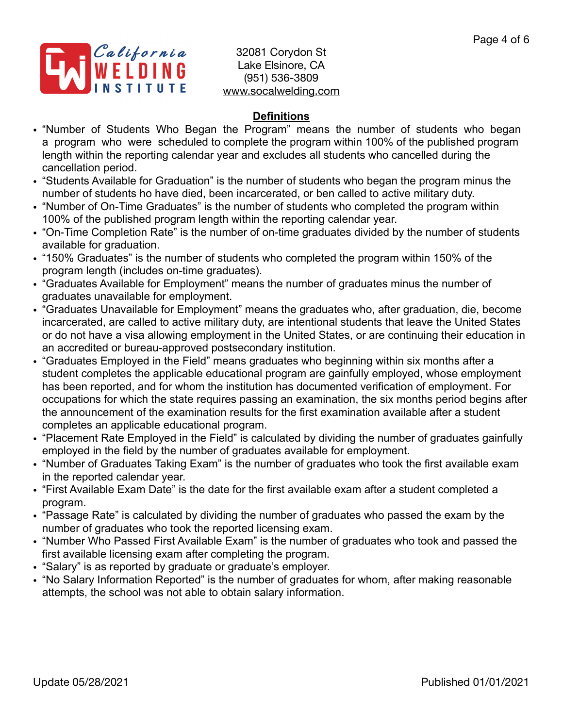California Welding Institute

32081 Corydon St
Lake Elsinore, CA
(951) 536-3809
www.socalwelding.com

## Definitions

- "Number of Students Who Began the Program" means the number of students who began a program who were scheduled to complete the program within 100% of the published program length within the reporting calendar year and excludes all students who cancelled during the cancellation period.
- "Students Available for Graduation" is the number of students who began the program minus the number of students ho have died, been incarcerated, or ben called to active military duty.
- "Number of On-Time Graduates" is the number of students who completed the program within 100% of the published program length within the reporting calendar year.
- "On-Time Completion Rate" is the number of on-time graduates divided by the number of students available for graduation.
- "150% Graduates" is the number of students who completed the program within 150% of the program length (includes on-time graduates).
- "Graduates Available for Employment" means the number of graduates minus the number of graduates unavailable for employment.
- "Graduates Unavailable for Employment" means the graduates who, after graduation, die, become incarcerated, are called to active military duty, are intentional students that leave the United States or do not have a visa allowing employment in the United States, or are continuing their education in an accredited or bureau-approved postsecondary institution.
- "Graduates Employed in the Field" means graduates who beginning within six months after a student completes the applicable educational program are gainfully employed, whose employment has been reported, and for whom the institution has documented verification of employment. For occupations for which the state requires passing an examination, the six months period begins after the announcement of the examination results for the first examination available after a student completes an applicable educational program.
- "Placement Rate Employed in the Field" is calculated by dividing the number of graduates gainfully employed in the field by the number of graduates available for employment.
- "Number of Graduates Taking Exam" is the number of graduates who took the first available exam in the reported calendar year.
- "First Available Exam Date" is the date for the first available exam after a student completed a program.
- "Passage Rate" is calculated by dividing the number of graduates who passed the exam by the number of graduates who took the reported licensing exam.
- "Number Who Passed First Available Exam" is the number of graduates who took and passed the first available licensing exam after completing the program.
- "Salary" is as reported by graduate or graduate's employer.
- "No Salary Information Reported" is the number of graduates for whom, after making reasonable attempts, the school was not able to obtain salary information.

Update 05/28/2021 Published 01/01/2021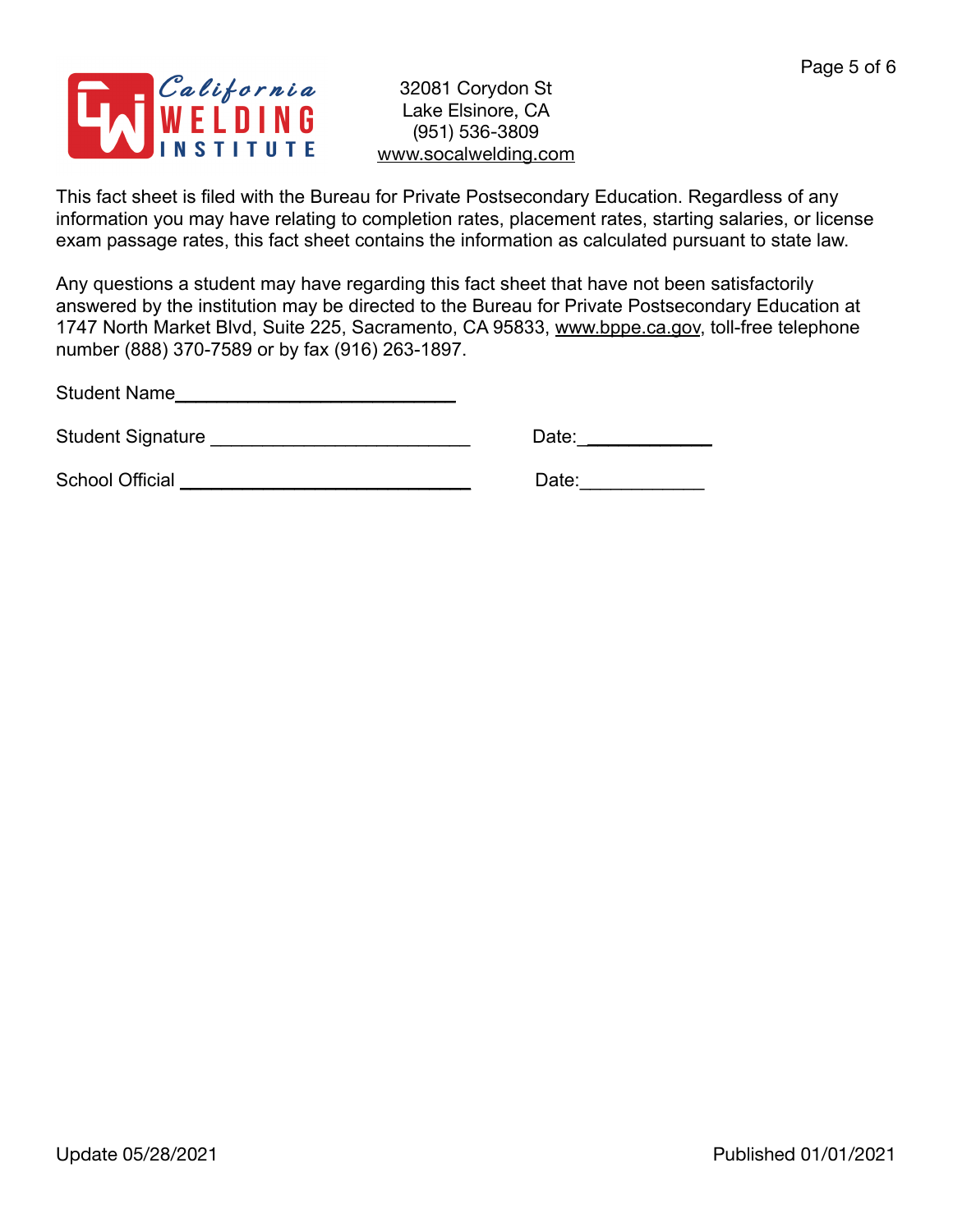California WELDING INSTITUTE

32081 Corydon St
Lake Elsinore, CA
(951) 536-3809
www.socalwelding.com

This fact sheet is filed with the Bureau for Private Postsecondary Education. Regardless of any information you may have relating to completion rates, placement rates, starting salaries, or license exam passage rates, this fact sheet contains the information as calculated pursuant to state law.

Any questions a student may have regarding this fact sheet that have not been satisfactorily answered by the institution may be directed to the Bureau for Private Postsecondary Education at 1747 North Market Blvd, Suite 225, Sacramento, CA 95833, www.bppe.ca.gov, toll-free telephone number (888) 370-7589 or by fax (916) 263-1897.

Student Name___________________________

Student Signature _________________________ Date:____________

School Official ____________________________ Date:____________

Update 05/28/2021 Published 01/01/2021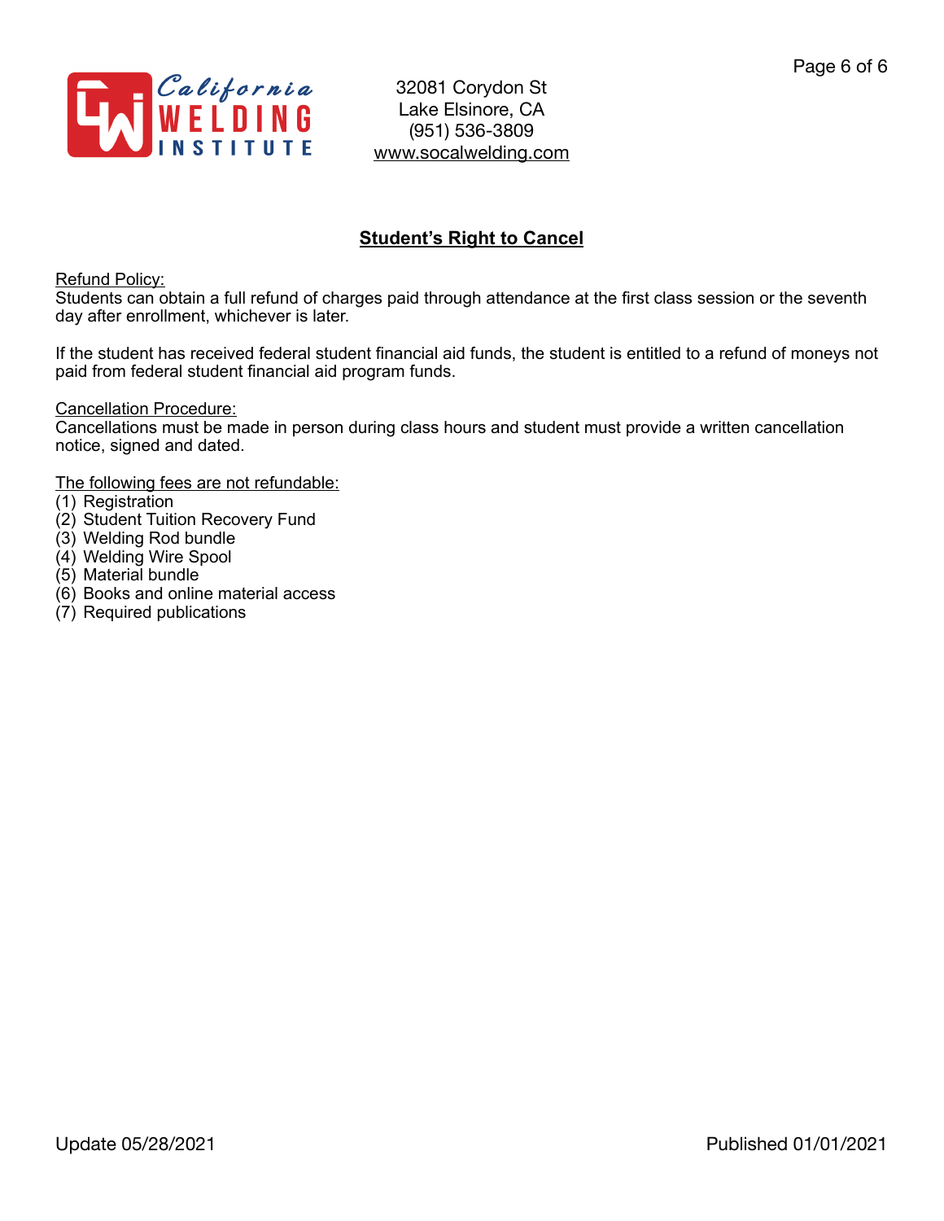32081 Corydon St
Lake Elsinore, CA
(951) 536-3809
www.socalwelding.com

## Student's Right to Cancel

Refund Policy:

Students can obtain a full refund of charges paid through attendance at the first class session or the seventh day after enrollment, whichever is later.

If the student has received federal student financial aid funds, the student is entitled to a refund of moneys not paid from federal student financial aid program funds.

Cancellation Procedure:

Cancellations must be made in person during class hours and student must provide a written cancellation notice, signed and dated.

The following fees are not refundable:

(1) Registration
(2) Student Tuition Recovery Fund
(3) Welding Rod bundle
(4) Welding Wire Spool
(5) Material bundle
(6) Books and online material access
(7) Required publications

Update 05/28/2021 Published 01/01/2021